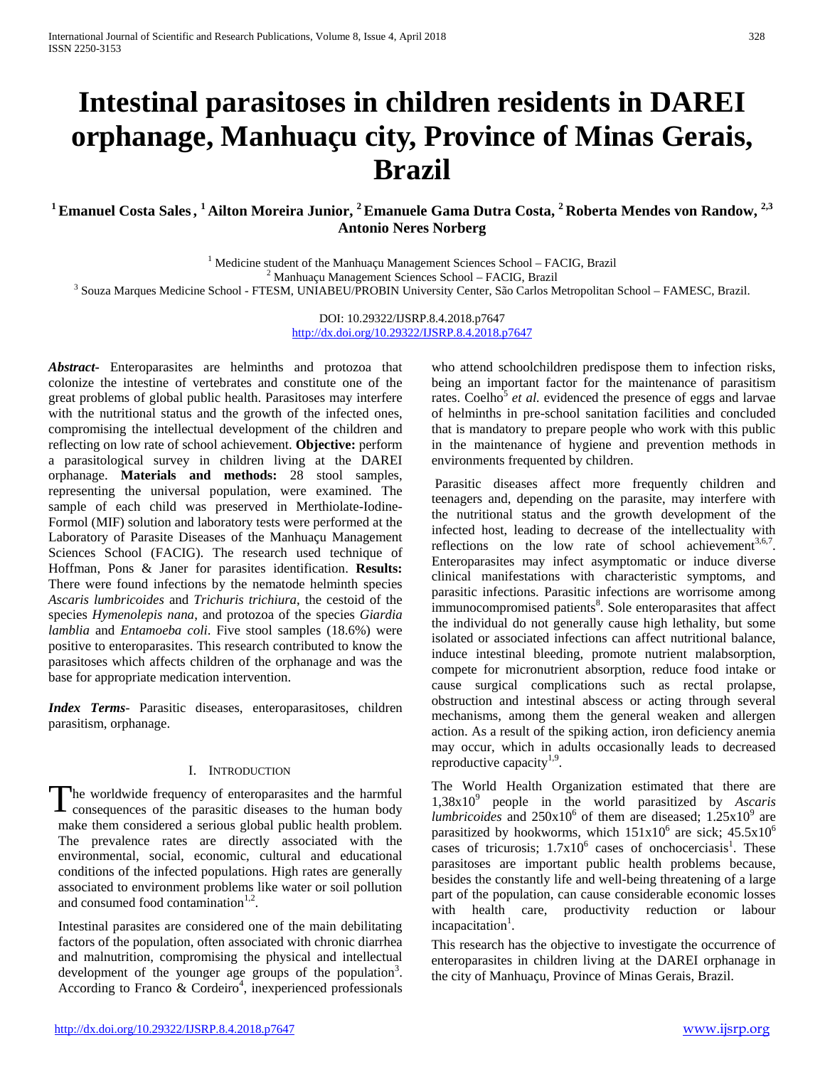# Intestinal parasitoses in children residents in DAREI orphanage, Manhuaçu city, Province of Minas Gerais, Brazil

**[1] Emanuel Costa Sales, [1] Ailton Moreira Junior, [2] Emanuele Gama Dutra Costa, [2] Roberta Mendes von Randow, [2,3] Antonio Neres Norberg**

[1] Medicine student of the Manhuaçu Management Sciences School – FACIG, Brazil
[2] Manhuaçu Management Sciences School – FACIG, Brazil
[3] Souza Marques Medicine School - FTESM, UNIABEU/PROBIN University Center, São Carlos Metropolitan School – FAMESC, Brazil.

DOI: 10.29322/IJSRP.8.4.2018.p7647
http://dx.doi.org/10.29322/IJSRP.8.4.2018.p7647

***Abstract*-** Enteroparasites are helminths and protozoa that colonize the intestine of vertebrates and constitute one of the great problems of global public health. Parasitoses may interfere with the nutritional status and the growth of the infected ones, compromising the intellectual development of the children and reflecting on low rate of school achievement. **Objective:** perform a parasitological survey in children living at the DAREI orphanage. **Materials and methods:** 28 stool samples, representing the universal population, were examined. The sample of each child was preserved in Merthiolate-Iodine-Formol (MIF) solution and laboratory tests were performed at the Laboratory of Parasite Diseases of the Manhuaçu Management Sciences School (FACIG). The research used technique of Hoffman, Pons & Janer for parasites identification. **Results:** There were found infections by the nematode helminth species *Ascaris lumbricoides* and *Trichuris trichiura*, the cestoid of the species *Hymenolepis nana*, and protozoa of the species *Giardia lamblia* and *Entamoeba coli*. Five stool samples (18.6%) were positive to enteroparasites. This research contributed to know the parasitoses which affects children of the orphanage and was the base for appropriate medication intervention.

***Index Terms*-** Parasitic diseases, enteroparasitoses, children parasitism, orphanage.

## I. Introduction

The worldwide frequency of enteroparasites and the harmful consequences of the parasitic diseases to the human body make them considered a serious global public health problem. The prevalence rates are directly associated with the environmental, social, economic, cultural and educational conditions of the infected populations. High rates are generally associated to environment problems like water or soil pollution and consumed food contamination[1,2].

Intestinal parasites are considered one of the main debilitating factors of the population, often associated with chronic diarrhea and malnutrition, compromising the physical and intellectual development of the younger age groups of the population[3]. According to Franco & Cordeiro[4], inexperienced professionals who attend schoolchildren predispose them to infection risks, being an important factor for the maintenance of parasitism rates. Coelho[5] *et al.* evidenced the presence of eggs and larvae of helminths in pre-school sanitation facilities and concluded that is mandatory to prepare people who work with this public in the maintenance of hygiene and prevention methods in environments frequented by children.

Parasitic diseases affect more frequently children and teenagers and, depending on the parasite, may interfere with the nutritional status and the growth development of the infected host, leading to decrease of the intellectuality with reflections on the low rate of school achievement[3,6,7]. Enteroparasites may infect asymptomatic or induce diverse clinical manifestations with characteristic symptoms, and parasitic infections. Parasitic infections are worrisome among immunocompromised patients[8]. Sole enteroparasites that affect the individual do not generally cause high lethality, but some isolated or associated infections can affect nutritional balance, induce intestinal bleeding, promote nutrient malabsorption, compete for micronutrient absorption, reduce food intake or cause surgical complications such as rectal prolapse, obstruction and intestinal abscess or acting through several mechanisms, among them the general weaken and allergen action. As a result of the spiking action, iron deficiency anemia may occur, which in adults occasionally leads to decreased reproductive capacity[1,9].

The World Health Organization estimated that there are $1,38x10^9$ people in the world parasitized by *Ascaris lumbricoides* and $250x10^6$ of them are diseased; $1.25x10^9$ are parasitized by hookworms, which $151x10^6$ are sick; $45.5x10^6$ cases of tricurosis; $1.7x10^6$ cases of onchocerciasis[1]. These parasitoses are important public health problems because, besides the constantly life and well-being threatening of a large part of the population, can cause considerable economic losses with health care, productivity reduction or labour incapacitation[1].

This research has the objective to investigate the occurrence of enteroparasites in children living at the DAREI orphanage in the city of Manhuaçu, Province of Minas Gerais, Brazil.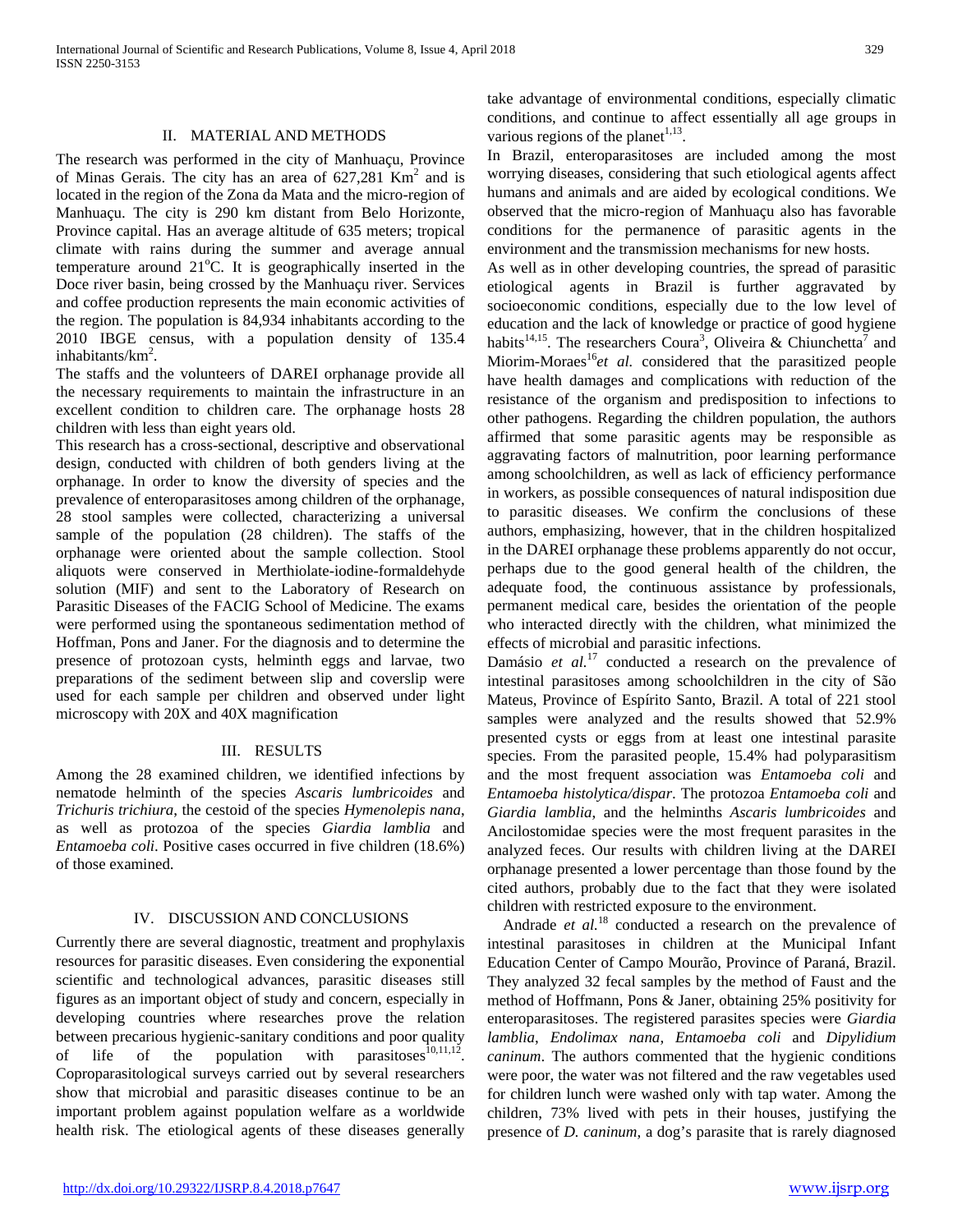## II. MATERIAL AND METHODS

The research was performed in the city of Manhuaçu, Province of Minas Gerais. The city has an area of 627,281 $Km^2$ and is located in the region of the Zona da Mata and the micro-region of Manhuaçu. The city is 290 km distant from Belo Horizonte, Province capital. Has an average altitude of 635 meters; tropical climate with rains during the summer and average annual temperature around 21°C. It is geographically inserted in the Doce river basin, being crossed by the Manhuaçu river. Services and coffee production represents the main economic activities of the region. The population is 84,934 inhabitants according to the 2010 IBGE census, with a population density of 135.4 inhabitants/$km^2$.

The staffs and the volunteers of DAREI orphanage provide all the necessary requirements to maintain the infrastructure in an excellent condition to children care. The orphanage hosts 28 children with less than eight years old.

This research has a cross-sectional, descriptive and observational design, conducted with children of both genders living at the orphanage. In order to know the diversity of species and the prevalence of enteroparasitoses among children of the orphanage, 28 stool samples were collected, characterizing a universal sample of the population (28 children). The staffs of the orphanage were oriented about the sample collection. Stool aliquots were conserved in Merthiolate-iodine-formaldehyde solution (MIF) and sent to the Laboratory of Research on Parasitic Diseases of the FACIG School of Medicine. The exams were performed using the spontaneous sedimentation method of Hoffman, Pons and Janer. For the diagnosis and to determine the presence of protozoan cysts, helminth eggs and larvae, two preparations of the sediment between slip and coverslip were used for each sample per children and observed under light microscopy with 20X and 40X magnification

## III. RESULTS

Among the 28 examined children, we identified infections by nematode helminth of the species *Ascaris lumbricoides* and *Trichuris trichiura*, the cestoid of the species *Hymenolepis nana*, as well as protozoa of the species *Giardia lamblia* and *Entamoeba coli*. Positive cases occurred in five children (18.6%) of those examined.

## IV. DISCUSSION AND CONCLUSIONS

Currently there are several diagnostic, treatment and prophylaxis resources for parasitic diseases. Even considering the exponential scientific and technological advances, parasitic diseases still figures as an important object of study and concern, especially in developing countries where researches prove the relation between precarious hygienic-sanitary conditions and poor quality of life of the population with parasitoses[10,11,12]. Coproparasitological surveys carried out by several researchers show that microbial and parasitic diseases continue to be an important problem against population welfare as a worldwide health risk. The etiological agents of these diseases generally take advantage of environmental conditions, especially climatic conditions, and continue to affect essentially all age groups in various regions of the planet[1,13].

In Brazil, enteroparasitoses are included among the most worrying diseases, considering that such etiological agents affect humans and animals and are aided by ecological conditions. We observed that the micro-region of Manhuaçu also has favorable conditions for the permanence of parasitic agents in the environment and the transmission mechanisms for new hosts.

As well as in other developing countries, the spread of parasitic etiological agents in Brazil is further aggravated by socioeconomic conditions, especially due to the low level of education and the lack of knowledge or practice of good hygiene habits[14,15]. The researchers Coura[3], Oliveira & Chiunchetta[7] and Miorim-Moraes[16] *et al.* considered that the parasitized people have health damages and complications with reduction of the resistance of the organism and predisposition to infections to other pathogens. Regarding the children population, the authors affirmed that some parasitic agents may be responsible as aggravating factors of malnutrition, poor learning performance among schoolchildren, as well as lack of efficiency performance in workers, as possible consequences of natural indisposition due to parasitic diseases. We confirm the conclusions of these authors, emphasizing, however, that in the children hospitalized in the DAREI orphanage these problems apparently do not occur, perhaps due to the good general health of the children, the adequate food, the continuous assistance by professionals, permanent medical care, besides the orientation of the people who interacted directly with the children, what minimized the effects of microbial and parasitic infections.

Damásio *et al.*[17] conducted a research on the prevalence of intestinal parasitoses among schoolchildren in the city of São Mateus, Province of Espírito Santo, Brazil. A total of 221 stool samples were analyzed and the results showed that 52.9% presented cysts or eggs from at least one intestinal parasite species. From the parasited people, 15.4% had polyparasitism and the most frequent association was *Entamoeba coli* and *Entamoeba histolytica/dispar*. The protozoa *Entamoeba coli* and *Giardia lamblia*, and the helminths *Ascaris lumbricoides* and Ancilostomidae species were the most frequent parasites in the analyzed feces. Our results with children living at the DAREI orphanage presented a lower percentage than those found by the cited authors, probably due to the fact that they were isolated children with restricted exposure to the environment.

Andrade *et al.*[18] conducted a research on the prevalence of intestinal parasitoses in children at the Municipal Infant Education Center of Campo Mourão, Province of Paraná, Brazil. They analyzed 32 fecal samples by the method of Faust and the method of Hoffmann, Pons & Janer, obtaining 25% positivity for enteroparasitoses. The registered parasites species were *Giardia lamblia*, *Endolimax nana*, *Entamoeba coli* and *Dipylidium caninum*. The authors commented that the hygienic conditions were poor, the water was not filtered and the raw vegetables used for children lunch were washed only with tap water. Among the children, 73% lived with pets in their houses, justifying the presence of *D. caninum*, a dog's parasite that is rarely diagnosed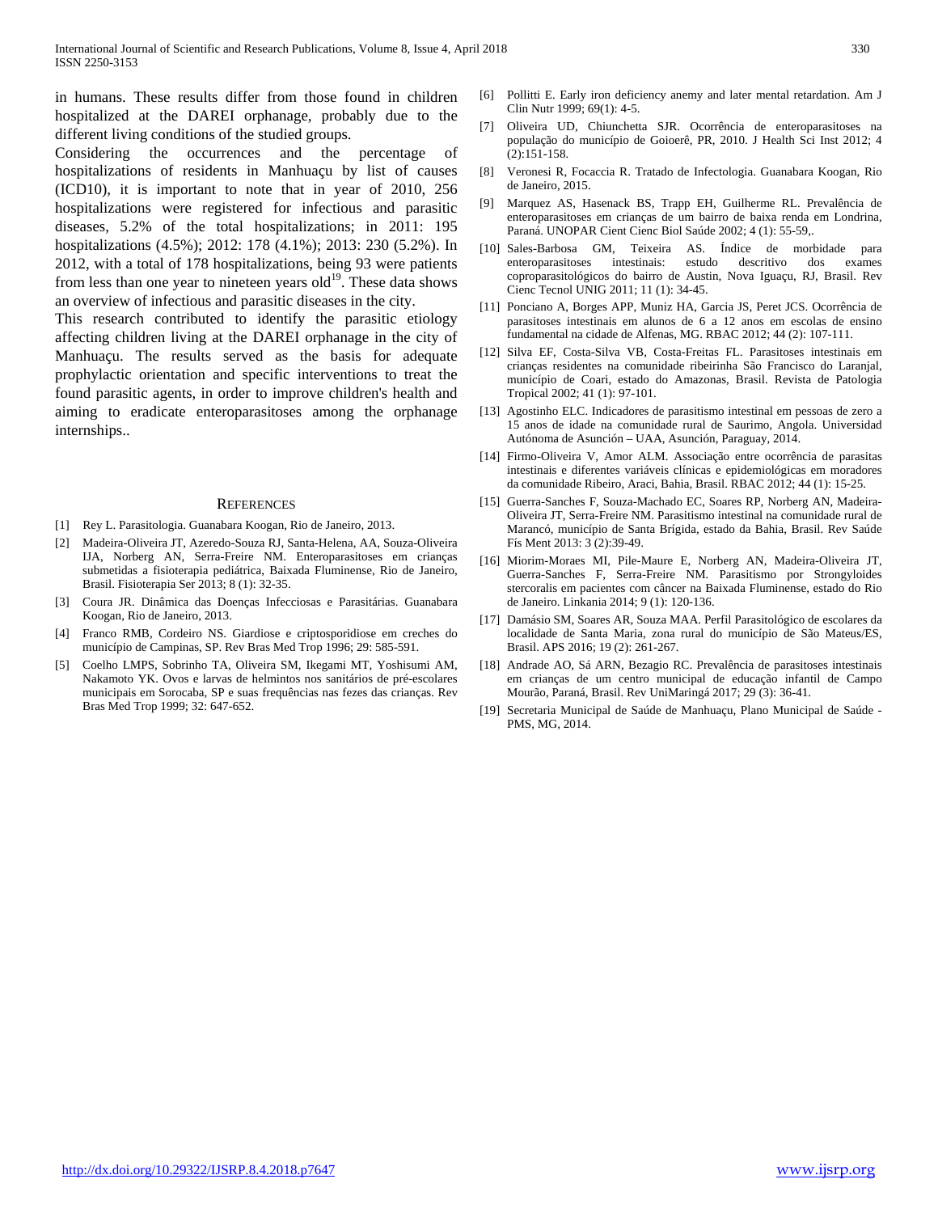in humans. These results differ from those found in children hospitalized at the DAREI orphanage, probably due to the different living conditions of the studied groups.

Considering the occurrences and the percentage of hospitalizations of residents in Manhuaçu by list of causes (ICD10), it is important to note that in year of 2010, 256 hospitalizations were registered for infectious and parasitic diseases, 5.2% of the total hospitalizations; in 2011: 195 hospitalizations (4.5%); 2012: 178 (4.1%); 2013: 230 (5.2%). In 2012, with a total of 178 hospitalizations, being 93 were patients from less than one year to nineteen years old[19]. These data shows an overview of infectious and parasitic diseases in the city.

This research contributed to identify the parasitic etiology affecting children living at the DAREI orphanage in the city of Manhuaçu. The results served as the basis for adequate prophylactic orientation and specific interventions to treat the found parasitic agents, in order to improve children's health and aiming to eradicate enteroparasitoses among the orphanage internships..

## References

[1] Rey L. Parasitologia. Guanabara Koogan, Rio de Janeiro, 2013.

[2] Madeira-Oliveira JT, Azeredo-Souza RJ, Santa-Helena, AA, Souza-Oliveira IJA, Norberg AN, Serra-Freire NM. Enteroparasitoses em crianças submetidas a fisioterapia pediátrica, Baixada Fluminense, Rio de Janeiro, Brasil. Fisioterapia Ser 2013; 8 (1): 32-35.

[3] Coura JR. Dinâmica das Doenças Infecciosas e Parasitárias. Guanabara Koogan, Rio de Janeiro, 2013.

[4] Franco RMB, Cordeiro NS. Giardiose e criptosporidiose em creches do município de Campinas, SP. Rev Bras Med Trop 1996; 29: 585-591.

[5] Coelho LMPS, Sobrinho TA, Oliveira SM, Ikegami MT, Yoshisumi AM, Nakamoto YK. Ovos e larvas de helmintos nos sanitários de pré-escolares municipais em Sorocaba, SP e suas frequências nas fezes das crianças. Rev Bras Med Trop 1999; 32: 647-652.

[6] Pollitti E. Early iron deficiency anemy and later mental retardation. Am J Clin Nutr 1999; 69(1): 4-5.

[7] Oliveira UD, Chiunchetta SJR. Ocorrência de enteroparasitoses na população do município de Goioerê, PR, 2010. J Health Sci Inst 2012; 4 (2):151-158.

[8] Veronesi R, Focaccia R. Tratado de Infectologia. Guanabara Koogan, Rio de Janeiro, 2015.

[9] Marquez AS, Hasenack BS, Trapp EH, Guilherme RL. Prevalência de enteroparasitoses em crianças de um bairro de baixa renda em Londrina, Paraná. UNOPAR Cient Cienc Biol Saúde 2002; 4 (1): 55-59,.

[10] Sales-Barbosa GM, Teixeira AS. Índice de morbidade para enteroparasitoses intestinais: estudo descritivo dos exames coproparasitológicos do bairro de Austin, Nova Iguaçu, RJ, Brasil. Rev Cienc Tecnol UNIG 2011; 11 (1): 34-45.

[11] Ponciano A, Borges APP, Muniz HA, Garcia JS, Peret JCS. Ocorrência de parasitoses intestinais em alunos de 6 a 12 anos em escolas de ensino fundamental na cidade de Alfenas, MG. RBAC 2012; 44 (2): 107-111.

[12] Silva EF, Costa-Silva VB, Costa-Freitas FL. Parasitoses intestinais em crianças residentes na comunidade ribeirinha São Francisco do Laranjal, município de Coari, estado do Amazonas, Brasil. Revista de Patologia Tropical 2002; 41 (1): 97-101.

[13] Agostinho ELC. Indicadores de parasitismo intestinal em pessoas de zero a 15 anos de idade na comunidade rural de Saurimo, Angola. Universidad Autónoma de Asunción – UAA, Asunción, Paraguay, 2014.

[14] Firmo-Oliveira V, Amor ALM. Associação entre ocorrência de parasitas intestinais e diferentes variáveis clínicas e epidemiológicas em moradores da comunidade Ribeiro, Araci, Bahia, Brasil. RBAC 2012; 44 (1): 15-25.

[15] Guerra-Sanches F, Souza-Machado EC, Soares RP, Norberg AN, Madeira-Oliveira JT, Serra-Freire NM. Parasitismo intestinal na comunidade rural de Marancó, município de Santa Brígida, estado da Bahia, Brasil. Rev Saúde Fís Ment 2013: 3 (2):39-49.

[16] Miorim-Moraes MI, Pile-Maure E, Norberg AN, Madeira-Oliveira JT, Guerra-Sanches F, Serra-Freire NM. Parasitismo por Strongyloides stercoralis em pacientes com câncer na Baixada Fluminense, estado do Rio de Janeiro. Linkania 2014; 9 (1): 120-136.

[17] Damásio SM, Soares AR, Souza MAA. Perfil Parasitológico de escolares da localidade de Santa Maria, zona rural do município de São Mateus/ES, Brasil. APS 2016; 19 (2): 261-267.

[18] Andrade AO, Sá ARN, Bezagio RC. Prevalência de parasitoses intestinais em crianças de um centro municipal de educação infantil de Campo Mourão, Paraná, Brasil. Rev UniMaringá 2017; 29 (3): 36-41.

[19] Secretaria Municipal de Saúde de Manhuaçu, Plano Municipal de Saúde - PMS, MG, 2014.